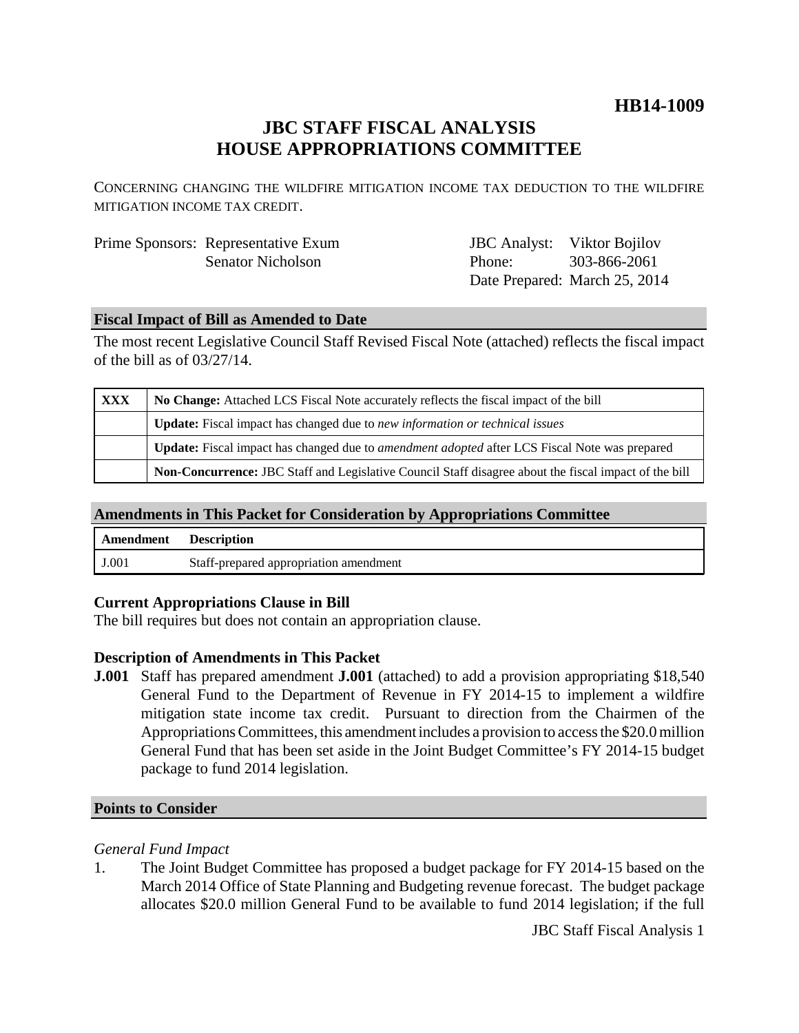**HB14-1009**

# JBC STAFF FISCAL ANALYSIS
# HOUSE APPROPRIATIONS COMMITTEE

CONCERNING CHANGING THE WILDFIRE MITIGATION INCOME TAX DEDUCTION TO THE WILDFIRE MITIGATION INCOME TAX CREDIT.

| | | | |
|---|---|---|---|
| Prime Sponsors: | Representative Exum | JBC Analyst: | Viktor Bojilov |
| | Senator Nicholson | Phone: | 303-866-2061 |
| | | Date Prepared: | March 25, 2014 |

## Fiscal Impact of Bill as Amended to Date

The most recent Legislative Council Staff Revised Fiscal Note (attached) reflects the fiscal impact of the bill as of 03/27/14.

| | |
|---|---|
| **XXX** | **No Change:** Attached LCS Fiscal Note accurately reflects the fiscal impact of the bill |
| | **Update:** Fiscal impact has changed due to *new information or technical issues* |
| | **Update:** Fiscal impact has changed due to *amendment adopted* after LCS Fiscal Note was prepared |
| | **Non-Concurrence:** JBC Staff and Legislative Council Staff disagree about the fiscal impact of the bill |

## Amendments in This Packet for Consideration by Appropriations Committee

| Amendment | Description |
|---|---|
| J.001 | Staff-prepared appropriation amendment |

### Current Appropriations Clause in Bill

The bill requires but does not contain an appropriation clause.

### Description of Amendments in This Packet

**J.001** Staff has prepared amendment **J.001** (attached) to add a provision appropriating $18,540 General Fund to the Department of Revenue in FY 2014-15 to implement a wildfire mitigation state income tax credit. Pursuant to direction from the Chairmen of the Appropriations Committees, this amendment includes a provision to access the $20.0 million General Fund that has been set aside in the Joint Budget Committee's FY 2014-15 budget package to fund 2014 legislation.

## Points to Consider

*General Fund Impact*

1. The Joint Budget Committee has proposed a budget package for FY 2014-15 based on the March 2014 Office of State Planning and Budgeting revenue forecast. The budget package allocates $20.0 million General Fund to be available to fund 2014 legislation; if the full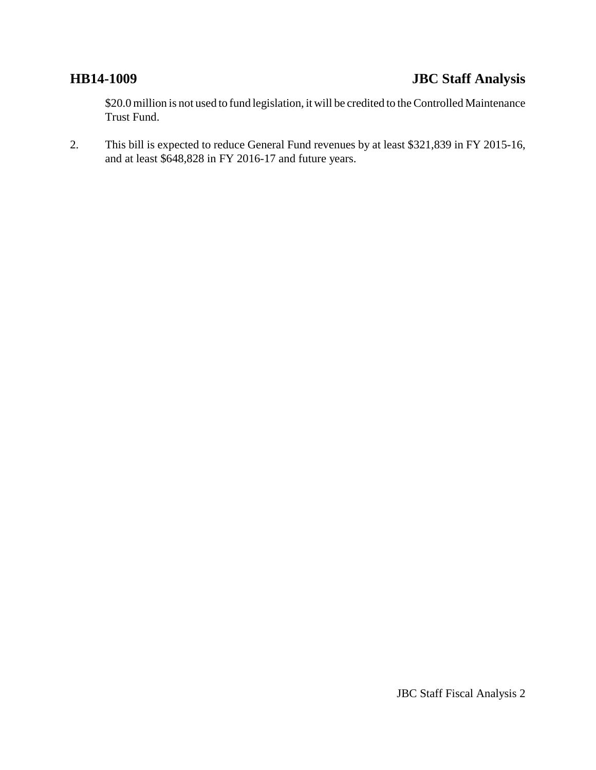$20.0 million is not used to fund legislation, it will be credited to the Controlled Maintenance Trust Fund.

2. This bill is expected to reduce General Fund revenues by at least $321,839 in FY 2015-16, and at least $648,828 in FY 2016-17 and future years.